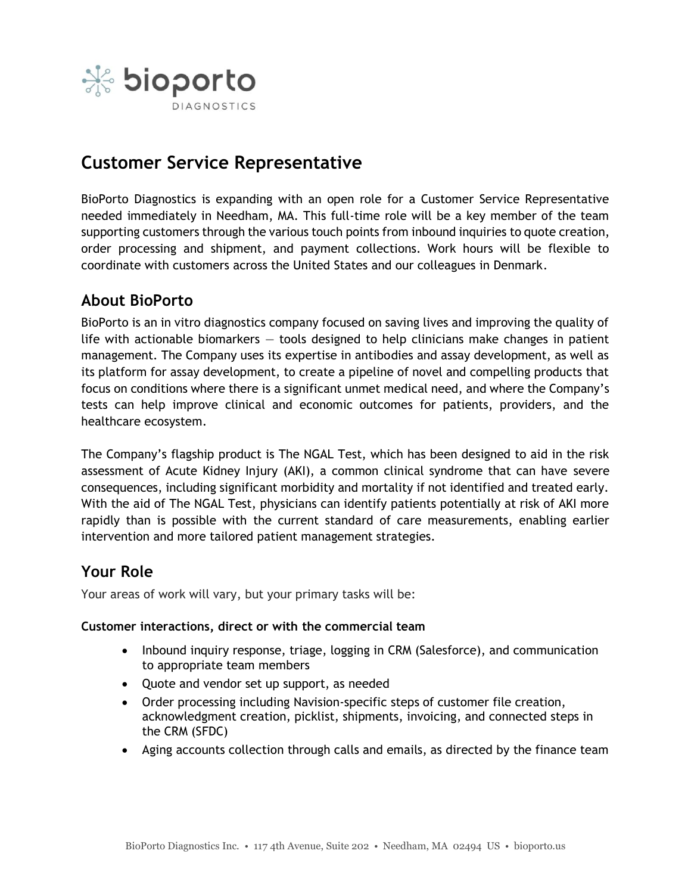# Customer Service Representative

BioPorto Diagnostics is expanding with an open role for a Customer Service Representative needed immediately in Needham, MA. This full-time role will be a key member of the team supporting customers through the various touch points from inbound inquiries to quote creation, order processing and shipment, and payment collections. Work hours will be flexible to coordinate with customers across the United States and our colleagues in Denmark.

## About BioPorto

BioPorto is an in vitro diagnostics company focused on saving lives and improving the quality of life with actionable biomarkers — tools designed to help clinicians make changes in patient management. The Company uses its expertise in antibodies and assay development, as well as its platform for assay development, to create a pipeline of novel and compelling products that focus on conditions where there is a significant unmet medical need, and where the Company's tests can help improve clinical and economic outcomes for patients, providers, and the healthcare ecosystem.

The Company's flagship product is The NGAL Test, which has been designed to aid in the risk assessment of Acute Kidney Injury (AKI), a common clinical syndrome that can have severe consequences, including significant morbidity and mortality if not identified and treated early. With the aid of The NGAL Test, physicians can identify patients potentially at risk of AKI more rapidly than is possible with the current standard of care measurements, enabling earlier intervention and more tailored patient management strategies.

## Your Role

Your areas of work will vary, but your primary tasks will be:

**Customer interactions, direct or with the commercial team**

- Inbound inquiry response, triage, logging in CRM (Salesforce), and communication to appropriate team members
- Quote and vendor set up support, as needed
- Order processing including Navision-specific steps of customer file creation, acknowledgment creation, picklist, shipments, invoicing, and connected steps in the CRM (SFDC)
- Aging accounts collection through calls and emails, as directed by the finance team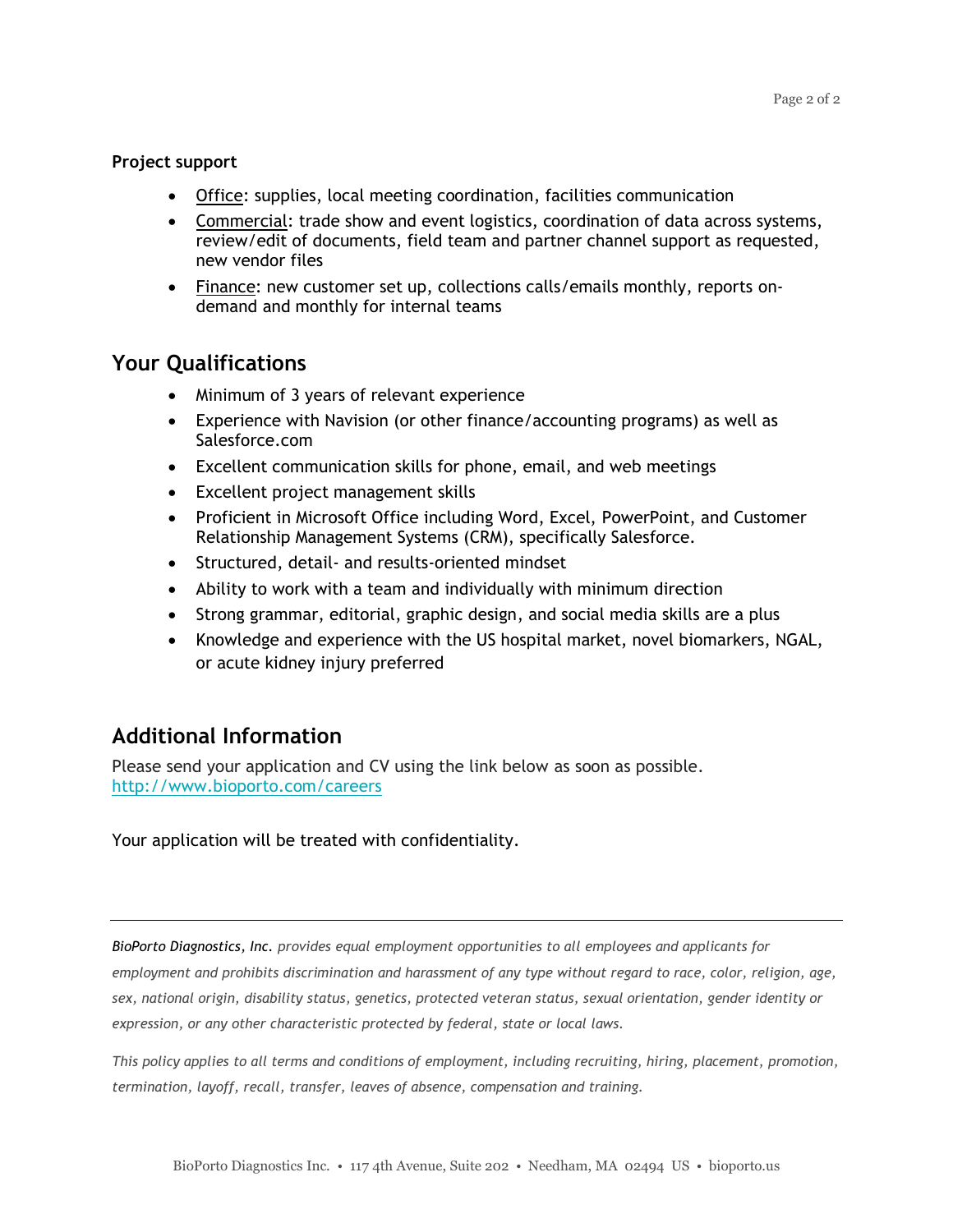**Project support**

- Office: supplies, local meeting coordination, facilities communication
- Commercial: trade show and event logistics, coordination of data across systems, review/edit of documents, field team and partner channel support as requested, new vendor files
- Finance: new customer set up, collections calls/emails monthly, reports on-demand and monthly for internal teams

## Your Qualifications

- Minimum of 3 years of relevant experience
- Experience with Navision (or other finance/accounting programs) as well as Salesforce.com
- Excellent communication skills for phone, email, and web meetings
- Excellent project management skills
- Proficient in Microsoft Office including Word, Excel, PowerPoint, and Customer Relationship Management Systems (CRM), specifically Salesforce.
- Structured, detail- and results-oriented mindset
- Ability to work with a team and individually with minimum direction
- Strong grammar, editorial, graphic design, and social media skills are a plus
- Knowledge and experience with the US hospital market, novel biomarkers, NGAL, or acute kidney injury preferred

## Additional Information

Please send your application and CV using the link below as soon as possible.
http://www.bioporto.com/careers

Your application will be treated with confidentiality.

---

*BioPorto Diagnostics, Inc. provides equal employment opportunities to all employees and applicants for employment and prohibits discrimination and harassment of any type without regard to race, color, religion, age, sex, national origin, disability status, genetics, protected veteran status, sexual orientation, gender identity or expression, or any other characteristic protected by federal, state or local laws.*

*This policy applies to all terms and conditions of employment, including recruiting, hiring, placement, promotion, termination, layoff, recall, transfer, leaves of absence, compensation and training.*

BioPorto Diagnostics Inc. • 117 4th Avenue, Suite 202 • Needham, MA 02494 US • bioporto.us